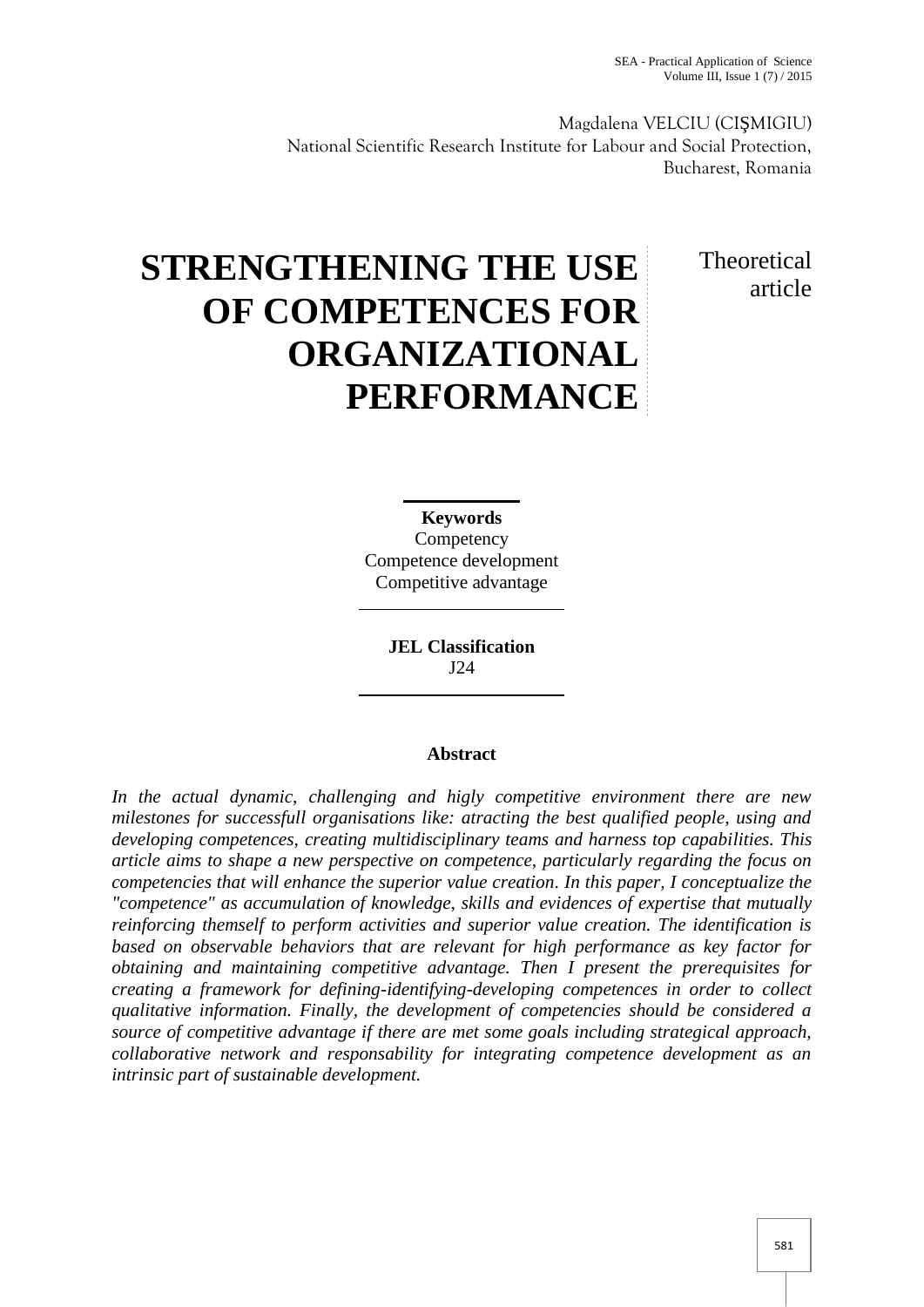Magdalena VELCIU (CIŞMIGIU)
National Scientific Research Institute for Labour and Social Protection, Bucharest, Romania

# STRENGTHENING THE USE OF COMPETENCES FOR ORGANIZATIONAL PERFORMANCE

Theoretical article

**Keywords**
Competency
Competence development
Competitive advantage

**JEL Classification**
J24

**Abstract**

*In the actual dynamic, challenging and higly competitive environment there are new milestones for successfull organisations like: atracting the best qualified people, using and developing competences, creating multidisciplinary teams and harness top capabilities. This article aims to shape a new perspective on competence, particularly regarding the focus on competencies that will enhance the superior value creation. In this paper, I conceptualize the "competence" as accumulation of knowledge, skills and evidences of expertise that mutually reinforcing themself to perform activities and superior value creation. The identification is based on observable behaviors that are relevant for high performance as key factor for obtaining and maintaining competitive advantage. Then I present the prerequisites for creating a framework for defining-identifying-developing competences in order to collect qualitative information. Finally, the development of competencies should be considered a source of competitive advantage if there are met some goals including strategical approach, collaborative network and responsability for integrating competence development as an intrinsic part of sustainable development.*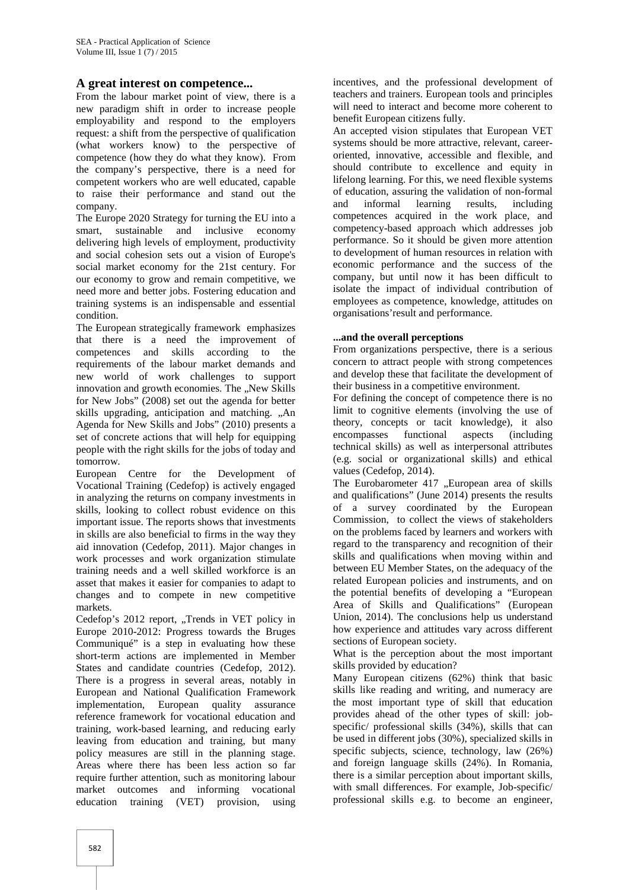## A great interest on competence...

From the labour market point of view, there is a new paradigm shift in order to increase people employability and respond to the employers request: a shift from the perspective of qualification (what workers know) to the perspective of competence (how they do what they know). From the company's perspective, there is a need for competent workers who are well educated, capable to raise their performance and stand out the company.

The Europe 2020 Strategy for turning the EU into a smart, sustainable and inclusive economy delivering high levels of employment, productivity and social cohesion sets out a vision of Europe's social market economy for the 21st century. For our economy to grow and remain competitive, we need more and better jobs. Fostering education and training systems is an indispensable and essential condition.

The European strategically framework emphasizes that there is a need the improvement of competences and skills according to the requirements of the labour market demands and new world of work challenges to support innovation and growth economies. The „New Skills for New Jobs" (2008) set out the agenda for better skills upgrading, anticipation and matching. „An Agenda for New Skills and Jobs" (2010) presents a set of concrete actions that will help for equipping people with the right skills for the jobs of today and tomorrow.

European Centre for the Development of Vocational Training (Cedefop) is actively engaged in analyzing the returns on company investments in skills, looking to collect robust evidence on this important issue. The reports shows that investments in skills are also beneficial to firms in the way they aid innovation (Cedefop, 2011). Major changes in work processes and work organization stimulate training needs and a well skilled workforce is an asset that makes it easier for companies to adapt to changes and to compete in new competitive markets.

Cedefop's 2012 report, „Trends in VET policy in Europe 2010-2012: Progress towards the Bruges Communiqué" is a step in evaluating how these short-term actions are implemented in Member States and candidate countries (Cedefop, 2012). There is a progress in several areas, notably in European and National Qualification Framework implementation, European quality assurance reference framework for vocational education and training, work-based learning, and reducing early leaving from education and training, but many policy measures are still in the planning stage. Areas where there has been less action so far require further attention, such as monitoring labour market outcomes and informing vocational education training (VET) provision, using incentives, and the professional development of teachers and trainers. European tools and principles will need to interact and become more coherent to benefit European citizens fully.

An accepted vision stipulates that European VET systems should be more attractive, relevant, career-oriented, innovative, accessible and flexible, and should contribute to excellence and equity in lifelong learning. For this, we need flexible systems of education, assuring the validation of non-formal and informal learning results, including competences acquired in the work place, and competency-based approach which addresses job performance. So it should be given more attention to development of human resources in relation with economic performance and the success of the company, but until now it has been difficult to isolate the impact of individual contribution of employees as competence, knowledge, attitudes on organisations'result and performance.

### ...and the overall perceptions

From organizations perspective, there is a serious concern to attract people with strong competences and develop these that facilitate the development of their business in a competitive environment.

For defining the concept of competence there is no limit to cognitive elements (involving the use of theory, concepts or tacit knowledge), it also encompasses functional aspects (including technical skills) as well as interpersonal attributes (e.g. social or organizational skills) and ethical values (Cedefop, 2014).

The Eurobarometer 417 „European area of skills and qualifications" (June 2014) presents the results of a survey coordinated by the European Commission, to collect the views of stakeholders on the problems faced by learners and workers with regard to the transparency and recognition of their skills and qualifications when moving within and between EU Member States, on the adequacy of the related European policies and instruments, and on the potential benefits of developing a "European Area of Skills and Qualifications" (European Union, 2014). The conclusions help us understand how experience and attitudes vary across different sections of European society.

What is the perception about the most important skills provided by education?

Many European citizens (62%) think that basic skills like reading and writing, and numeracy are the most important type of skill that education provides ahead of the other types of skill: job-specific/ professional skills (34%), skills that can be used in different jobs (30%), specialized skills in specific subjects, science, technology, law (26%) and foreign language skills (24%). In Romania, there is a similar perception about important skills, with small differences. For example, Job-specific/ professional skills e.g. to become an engineer,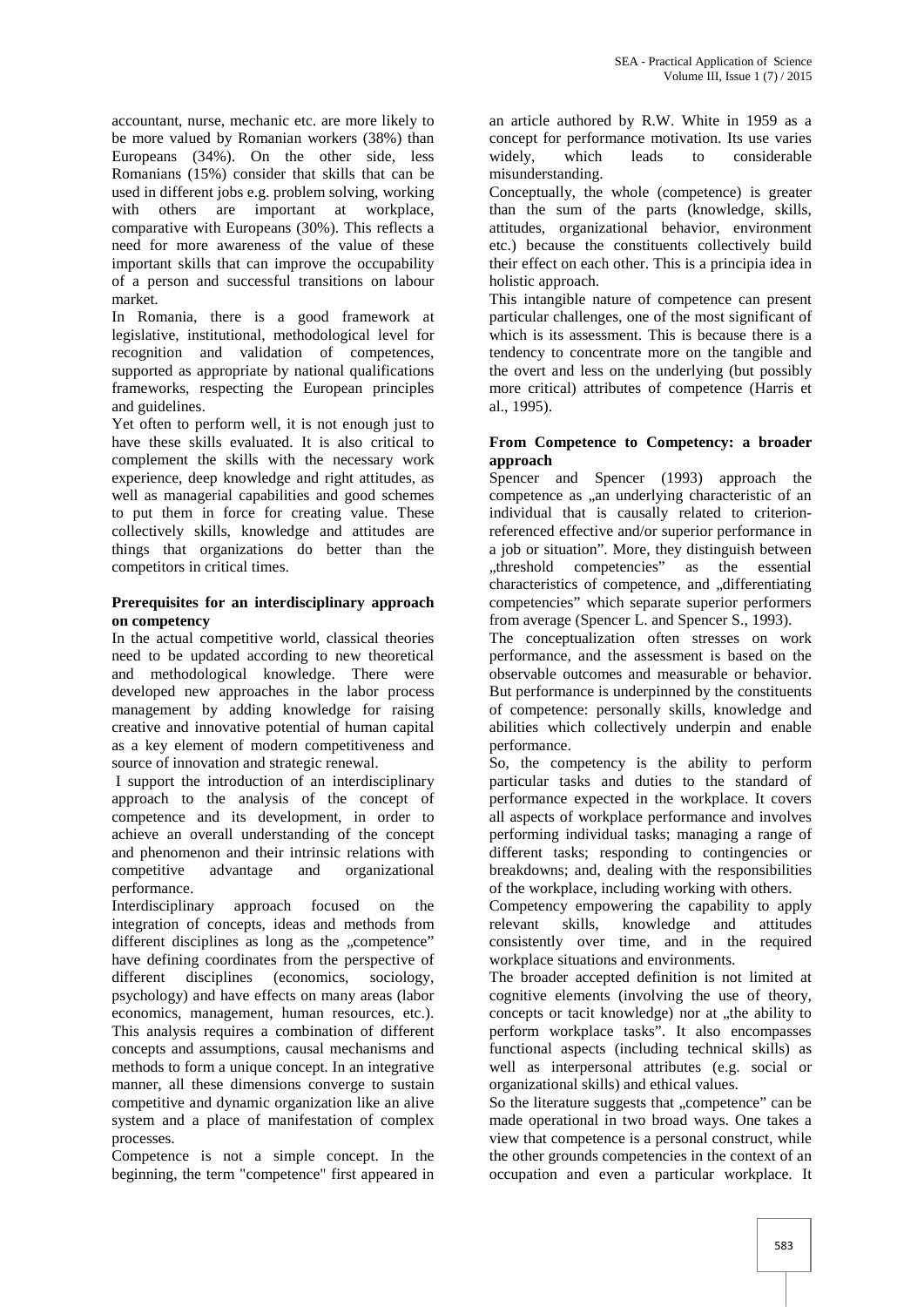accountant, nurse, mechanic etc. are more likely to be more valued by Romanian workers (38%) than Europeans (34%). On the other side, less Romanians (15%) consider that skills that can be used in different jobs e.g. problem solving, working with others are important at workplace, comparative with Europeans (30%). This reflects a need for more awareness of the value of these important skills that can improve the occupability of a person and successful transitions on labour market.

In Romania, there is a good framework at legislative, institutional, methodological level for recognition and validation of competences, supported as appropriate by national qualifications frameworks, respecting the European principles and guidelines.

Yet often to perform well, it is not enough just to have these skills evaluated. It is also critical to complement the skills with the necessary work experience, deep knowledge and right attitudes, as well as managerial capabilities and good schemes to put them in force for creating value. These collectively skills, knowledge and attitudes are things that organizations do better than the competitors in critical times.

**Prerequisites for an interdisciplinary approach on competency**

In the actual competitive world, classical theories need to be updated according to new theoretical and methodological knowledge. There were developed new approaches in the labor process management by adding knowledge for raising creative and innovative potential of human capital as a key element of modern competitiveness and source of innovation and strategic renewal.

I support the introduction of an interdisciplinary approach to the analysis of the concept of competence and its development, in order to achieve an overall understanding of the concept and phenomenon and their intrinsic relations with competitive advantage and organizational performance.

Interdisciplinary approach focused on the integration of concepts, ideas and methods from different disciplines as long as the „competence" have defining coordinates from the perspective of different disciplines (economics, sociology, psychology) and have effects on many areas (labor economics, management, human resources, etc.). This analysis requires a combination of different concepts and assumptions, causal mechanisms and methods to form a unique concept. In an integrative manner, all these dimensions converge to sustain competitive and dynamic organization like an alive system and a place of manifestation of complex processes.

Competence is not a simple concept. In the beginning, the term "competence" first appeared in an article authored by R.W. White in 1959 as a concept for performance motivation. Its use varies widely, which leads to considerable misunderstanding.

Conceptually, the whole (competence) is greater than the sum of the parts (knowledge, skills, attitudes, organizational behavior, environment etc.) because the constituents collectively build their effect on each other. This is a principia idea in holistic approach.

This intangible nature of competence can present particular challenges, one of the most significant of which is its assessment. This is because there is a tendency to concentrate more on the tangible and the overt and less on the underlying (but possibly more critical) attributes of competence (Harris et al., 1995).

**From Competence to Competency: a broader approach**

Spencer and Spencer (1993) approach the competence as „an underlying characteristic of an individual that is causally related to criterion-referenced effective and/or superior performance in a job or situation". More, they distinguish between „threshold competencies" as the essential characteristics of competence, and „differentiating competencies" which separate superior performers from average (Spencer L. and Spencer S., 1993).

The conceptualization often stresses on work performance, and the assessment is based on the observable outcomes and measurable or behavior. But performance is underpinned by the constituents of competence: personally skills, knowledge and abilities which collectively underpin and enable performance.

So, the competency is the ability to perform particular tasks and duties to the standard of performance expected in the workplace. It covers all aspects of workplace performance and involves performing individual tasks; managing a range of different tasks; responding to contingencies or breakdowns; and, dealing with the responsibilities of the workplace, including working with others.

Competency empowering the capability to apply relevant skills, knowledge and attitudes consistently over time, and in the required workplace situations and environments.

The broader accepted definition is not limited at cognitive elements (involving the use of theory, concepts or tacit knowledge) nor at „the ability to perform workplace tasks". It also encompasses functional aspects (including technical skills) as well as interpersonal attributes (e.g. social or organizational skills) and ethical values.

So the literature suggests that „competence" can be made operational in two broad ways. One takes a view that competence is a personal construct, while the other grounds competencies in the context of an occupation and even a particular workplace. It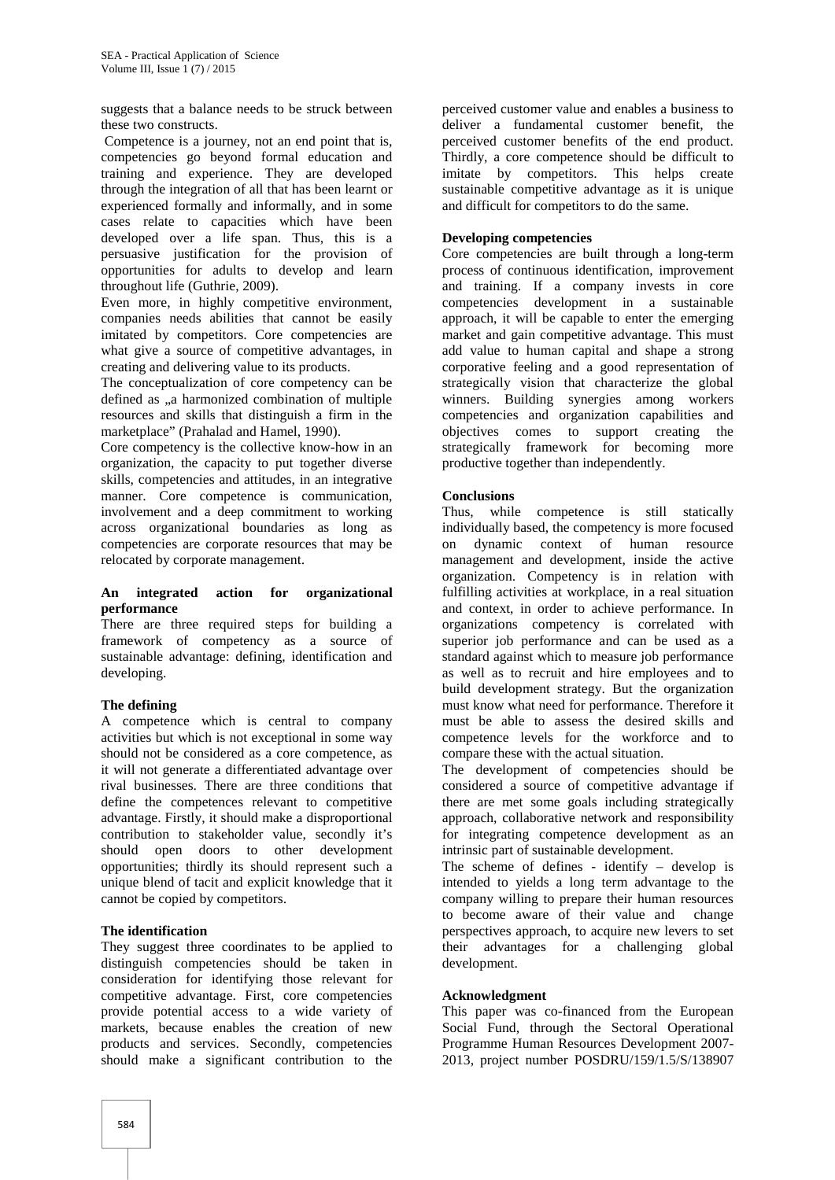suggests that a balance needs to be struck between these two constructs.

Competence is a journey, not an end point that is, competencies go beyond formal education and training and experience. They are developed through the integration of all that has been learnt or experienced formally and informally, and in some cases relate to capacities which have been developed over a life span. Thus, this is a persuasive justification for the provision of opportunities for adults to develop and learn throughout life (Guthrie, 2009).

Even more, in highly competitive environment, companies needs abilities that cannot be easily imitated by competitors. Core competencies are what give a source of competitive advantages, in creating and delivering value to its products.

The conceptualization of core competency can be defined as „a harmonized combination of multiple resources and skills that distinguish a firm in the marketplace" (Prahalad and Hamel, 1990).

Core competency is the collective know-how in an organization, the capacity to put together diverse skills, competencies and attitudes, in an integrative manner. Core competence is communication, involvement and a deep commitment to working across organizational boundaries as long as competencies are corporate resources that may be relocated by corporate management.

**An integrated action for organizational performance**

There are three required steps for building a framework of competency as a source of sustainable advantage: defining, identification and developing.

**The defining**

A competence which is central to company activities but which is not exceptional in some way should not be considered as a core competence, as it will not generate a differentiated advantage over rival businesses. There are three conditions that define the competences relevant to competitive advantage. Firstly, it should make a disproportional contribution to stakeholder value, secondly it's should open doors to other development opportunities; thirdly its should represent such a unique blend of tacit and explicit knowledge that it cannot be copied by competitors.

**The identification**

They suggest three coordinates to be applied to distinguish competencies should be taken in consideration for identifying those relevant for competitive advantage. First, core competencies provide potential access to a wide variety of markets, because enables the creation of new products and services. Secondly, competencies should make a significant contribution to the perceived customer value and enables a business to deliver a fundamental customer benefit, the perceived customer benefits of the end product. Thirdly, a core competence should be difficult to imitate by competitors. This helps create sustainable competitive advantage as it is unique and difficult for competitors to do the same.

**Developing competencies**

Core competencies are built through a long-term process of continuous identification, improvement and training. If a company invests in core competencies development in a sustainable approach, it will be capable to enter the emerging market and gain competitive advantage. This must add value to human capital and shape a strong corporative feeling and a good representation of strategically vision that characterize the global winners. Building synergies among workers competencies and organization capabilities and objectives comes to support creating the strategically framework for becoming more productive together than independently.

**Conclusions**

Thus, while competence is still statically individually based, the competency is more focused on dynamic context of human resource management and development, inside the active organization. Competency is in relation with fulfilling activities at workplace, in a real situation and context, in order to achieve performance. In organizations competency is correlated with superior job performance and can be used as a standard against which to measure job performance as well as to recruit and hire employees and to build development strategy. But the organization must know what need for performance. Therefore it must be able to assess the desired skills and competence levels for the workforce and to compare these with the actual situation.

The development of competencies should be considered a source of competitive advantage if there are met some goals including strategically approach, collaborative network and responsibility for integrating competence development as an intrinsic part of sustainable development.

The scheme of defines - identify – develop is intended to yields a long term advantage to the company willing to prepare their human resources to become aware of their value and change perspectives approach, to acquire new levers to set their advantages for a challenging global development.

**Acknowledgment**

This paper was co-financed from the European Social Fund, through the Sectoral Operational Programme Human Resources Development 2007-2013, project number POSDRU/159/1.5/S/138907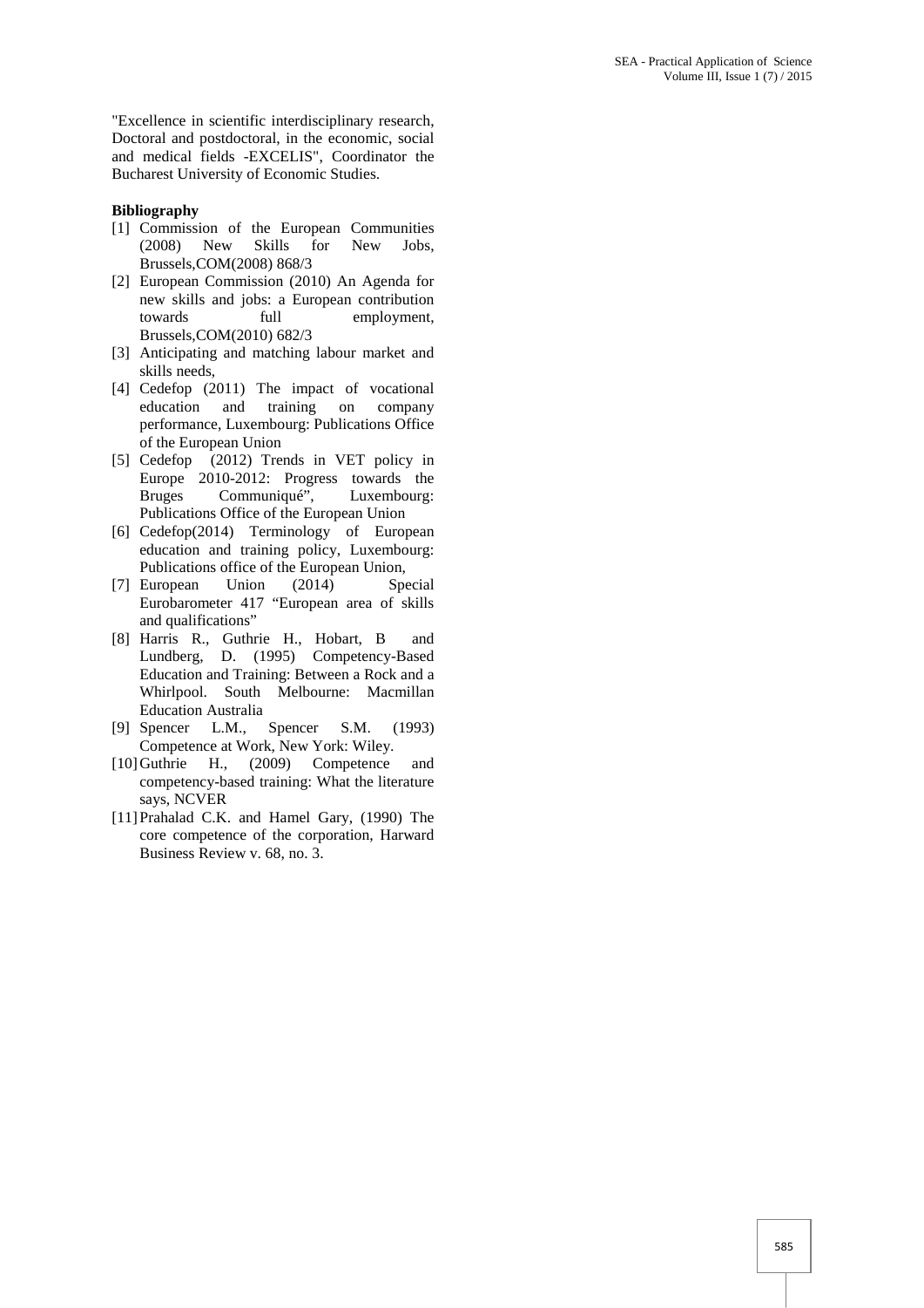"Excellence in scientific interdisciplinary research, Doctoral and postdoctoral, in the economic, social and medical fields -EXCELIS", Coordinator the Bucharest University of Economic Studies.

**Bibliography**

[1] Commission of the European Communities (2008) New Skills for New Jobs, Brussels,COM(2008) 868/3

[2] European Commission (2010) An Agenda for new skills and jobs: a European contribution towards full employment, Brussels,COM(2010) 682/3

[3] Anticipating and matching labour market and skills needs,

[4] Cedefop (2011) The impact of vocational education and training on company performance, Luxembourg: Publications Office of the European Union

[5] Cedefop (2012) Trends in VET policy in Europe 2010-2012: Progress towards the Bruges Communiqué", Luxembourg: Publications Office of the European Union

[6] Cedefop(2014) Terminology of European education and training policy, Luxembourg: Publications office of the European Union,

[7] European Union (2014) Special Eurobarometer 417 "European area of skills and qualifications"

[8] Harris R., Guthrie H., Hobart, B and Lundberg, D. (1995) Competency-Based Education and Training: Between a Rock and a Whirlpool. South Melbourne: Macmillan Education Australia

[9] Spencer L.M., Spencer S.M. (1993) Competence at Work, New York: Wiley.

[10] Guthrie H., (2009) Competence and competency-based training: What the literature says, NCVER

[11] Prahalad C.K. and Hamel Gary, (1990) The core competence of the corporation, Harward Business Review v. 68, no. 3.